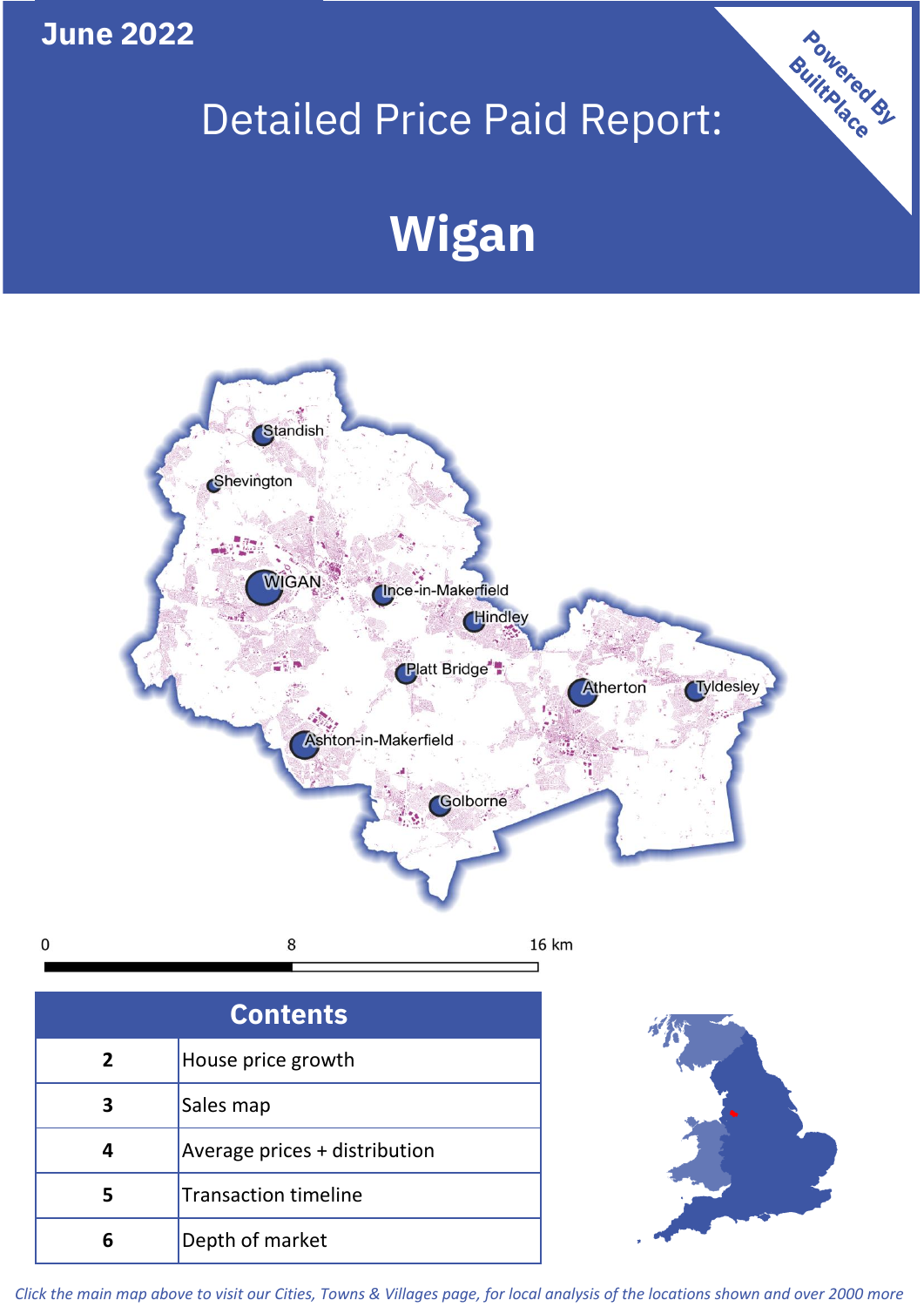June 2022

# Detailed Price Paid Report:

# Wigan

Powered By BuiltPlace

Standish
Shevington
WIGAN
Ince-in-Makerfield
Hindley
Platt Bridge
Atherton
Tyldesley
Ashton-in-Makerfield
Golborne

0
8
16 km

| Contents | |
|---|---|
| 2 | House price growth |
| 3 | Sales map |
| 4 | Average prices + distribution |
| 5 | Transaction timeline |
| 6 | Depth of market |

*Click the main map above to visit our Cities, Towns & Villages page, for local analysis of the locations shown and over 2000 more*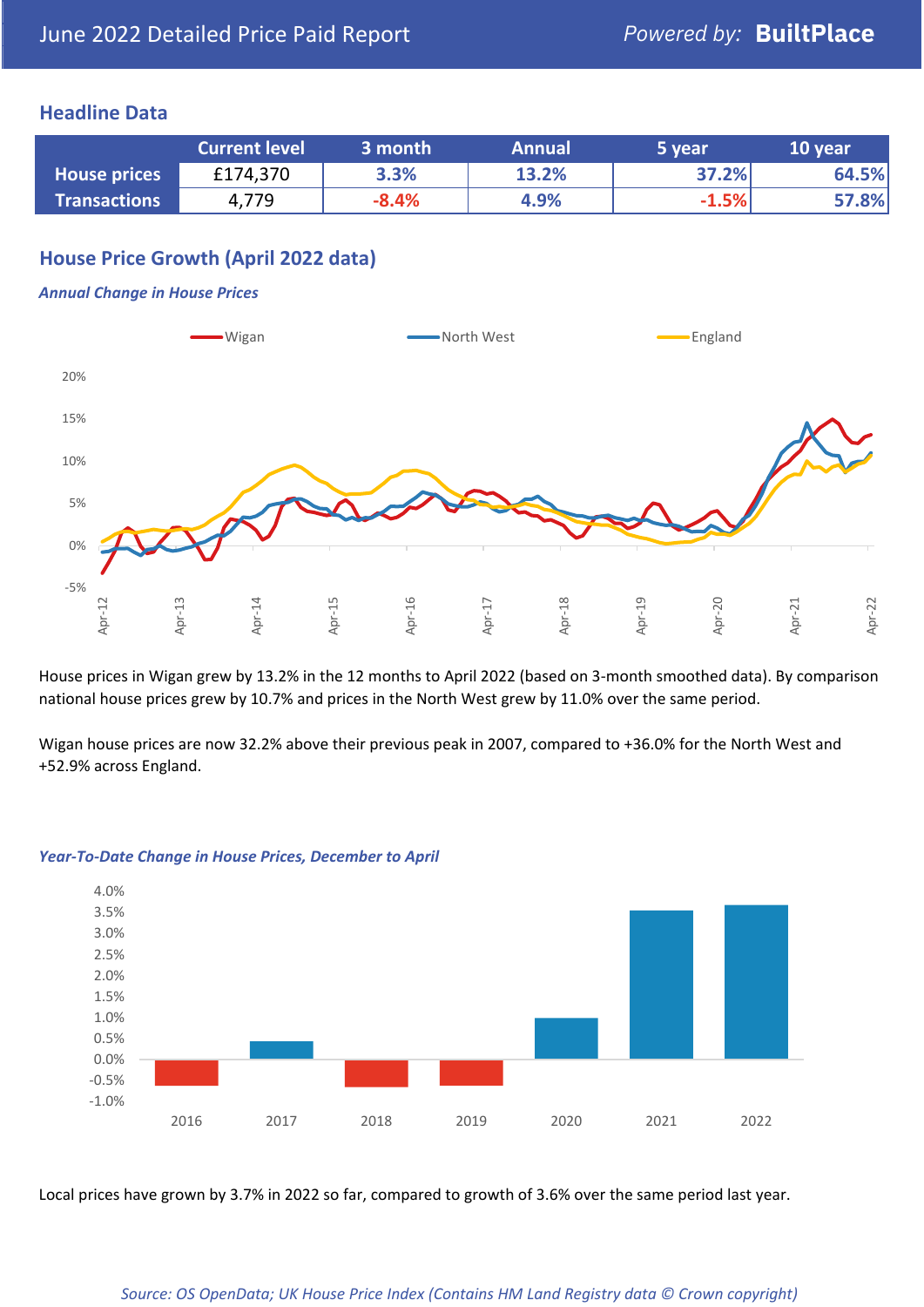June 2022 Detailed Price Paid Report

*Powered by:* **BuiltPlace**

## Headline Data

| | Current level | 3 month | Annual | 5 year | 10 year |
|---|---|---|---|---|---|
| **House prices** | £174,370 | 3.3% | 13.2% | 37.2% | 64.5% |
| **Transactions** | 4,779 | -8.4% | 4.9% | -1.5% | 57.8% |

## House Price Growth (April 2022 data)

***Annual Change in House Prices***

Wigan
North West
England

20%
15%
10%
5%
0%
-5%

Apr-12
Apr-13
Apr-14
Apr-15
Apr-16
Apr-17
Apr-18
Apr-19
Apr-20
Apr-21
Apr-22

House prices in Wigan grew by 13.2% in the 12 months to April 2022 (based on 3-month smoothed data). By comparison national house prices grew by 10.7% and prices in the North West grew by 11.0% over the same period.

Wigan house prices are now 32.2% above their previous peak in 2007, compared to +36.0% for the North West and +52.9% across England.

***Year-To-Date Change in House Prices, December to April***

4.0%
3.5%
3.0%
2.5%
2.0%
1.5%
1.0%
0.5%
0.0%
-0.5%
-1.0%

2016
2017
2018
2019
2020
2021
2022

Local prices have grown by 3.7% in 2022 so far, compared to growth of 3.6% over the same period last year.

*Source: OS OpenData; UK House Price Index (Contains HM Land Registry data © Crown copyright)*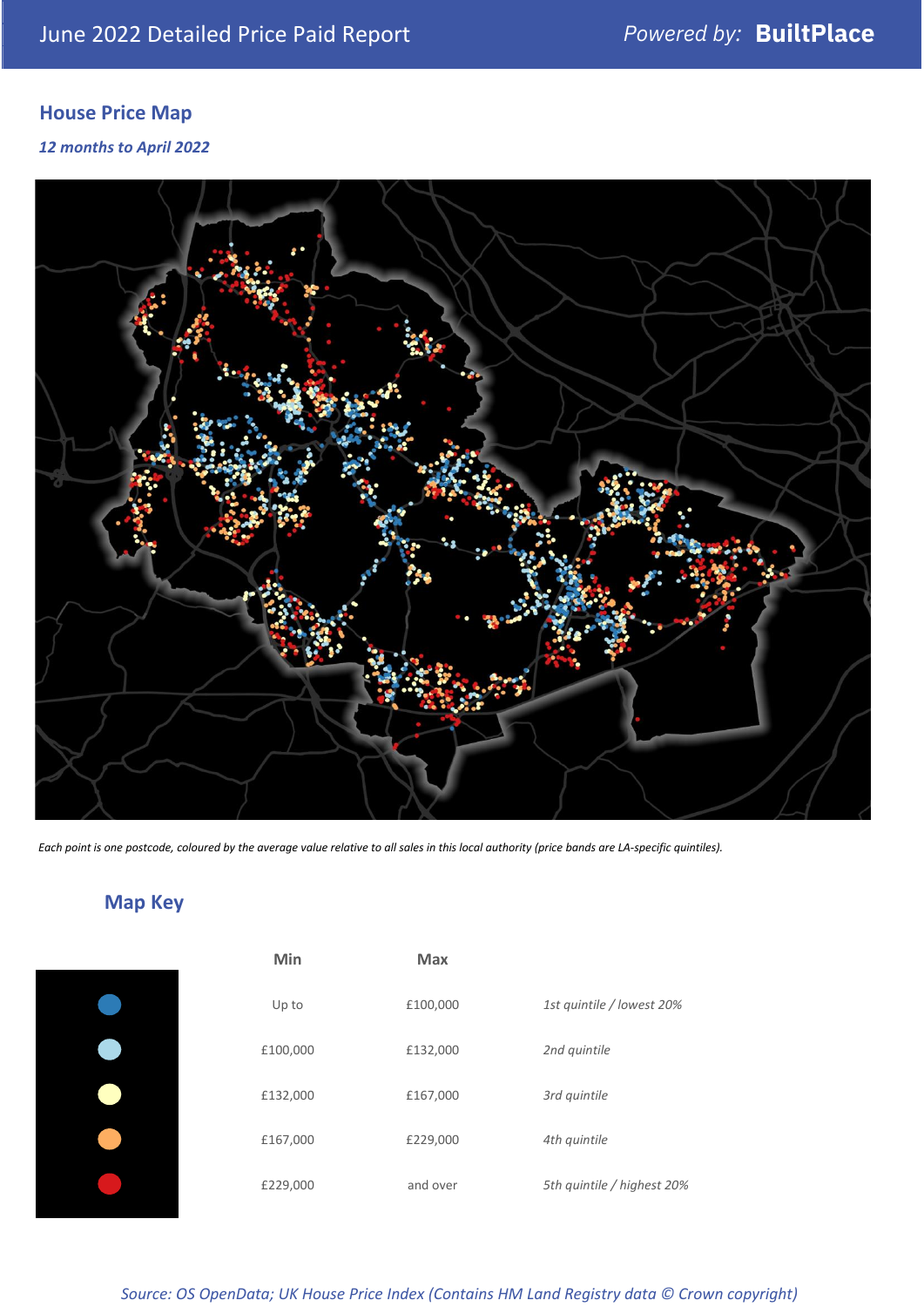June 2022 Detailed Price Paid Report

Powered by: **BuiltPlace**

## House Price Map

*12 months to April 2022*

*Each point is one postcode, coloured by the average value relative to all sales in this local authority (price bands are LA-specific quintiles).*

## Map Key

| | Min | Max | |
|---|---|---|---|
| | Up to | £100,000 | *1st quintile / lowest 20%* |
| | £100,000 | £132,000 | *2nd quintile* |
| | £132,000 | £167,000 | *3rd quintile* |
| | £167,000 | £229,000 | *4th quintile* |
| | £229,000 | and over | *5th quintile / highest 20%* |

*Source: OS OpenData; UK House Price Index (Contains HM Land Registry data © Crown copyright)*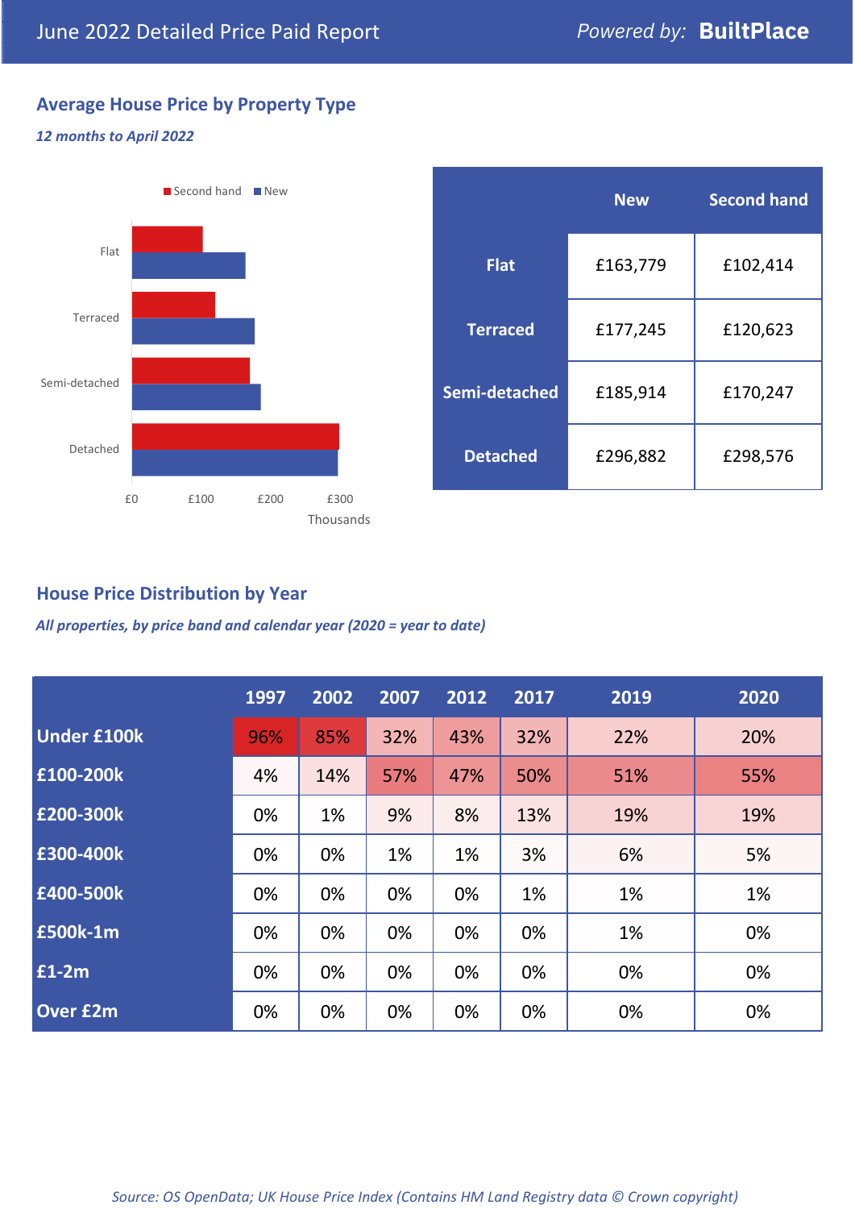## Average House Price by Property Type

*12 months to April 2022*

Second hand
New

Flat
Terraced
Semi-detached
Detached

£0
£100
£200
£300
Thousands

| | New | Second hand |
|---|---|---|
| **Flat** | £163,779 | £102,414 |
| **Terraced** | £177,245 | £120,623 |
| **Semi-detached** | £185,914 | £170,247 |
| **Detached** | £296,882 | £298,576 |

## House Price Distribution by Year

*All properties, by price band and calendar year (2020 = year to date)*

| | 1997 | 2002 | 2007 | 2012 | 2017 | 2019 | 2020 |
|---|---|---|---|---|---|---|---|
| **Under £100k** | 96% | 85% | 32% | 43% | 32% | 22% | 20% |
| **£100-200k** | 4% | 14% | 57% | 47% | 50% | 51% | 55% |
| **£200-300k** | 0% | 1% | 9% | 8% | 13% | 19% | 19% |
| **£300-400k** | 0% | 0% | 1% | 1% | 3% | 6% | 5% |
| **£400-500k** | 0% | 0% | 0% | 0% | 1% | 1% | 1% |
| **£500k-1m** | 0% | 0% | 0% | 0% | 0% | 1% | 0% |
| **£1-2m** | 0% | 0% | 0% | 0% | 0% | 0% | 0% |
| **Over £2m** | 0% | 0% | 0% | 0% | 0% | 0% | 0% |

*Source: OS OpenData; UK House Price Index (Contains HM Land Registry data © Crown copyright)*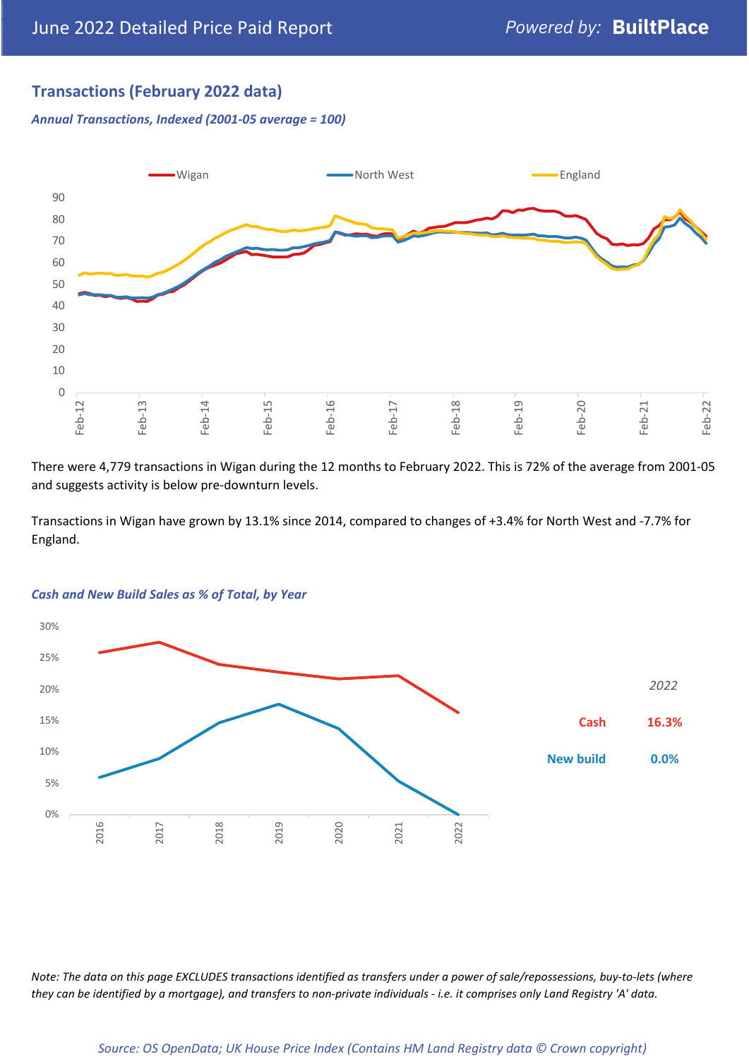## Transactions (February 2022 data)

*Annual Transactions, Indexed (2001-05 average = 100)*

Wigan
North West
England

90
80
70
60
50
40
30
20
10
0

Feb-12 Feb-13 Feb-14 Feb-15 Feb-16 Feb-17 Feb-18 Feb-19 Feb-20 Feb-21 Feb-22

There were 4,779 transactions in Wigan during the 12 months to February 2022. This is 72% of the average from 2001-05 and suggests activity is below pre-downturn levels.

Transactions in Wigan have grown by 13.1% since 2014, compared to changes of +3.4% for North West and -7.7% for England.

*Cash and New Build Sales as % of Total, by Year*

30%
25%
20%
15%
10%
5%
0%

2016 2017 2018 2019 2020 2021 2022

*2022*

Cash 16.3%

New build 0.0%

*Note: The data on this page EXCLUDES transactions identified as transfers under a power of sale/repossessions, buy-to-lets (where they can be identified by a mortgage), and transfers to non-private individuals - i.e. it comprises only Land Registry 'A' data.*

*Source: OS OpenData; UK House Price Index (Contains HM Land Registry data © Crown copyright)*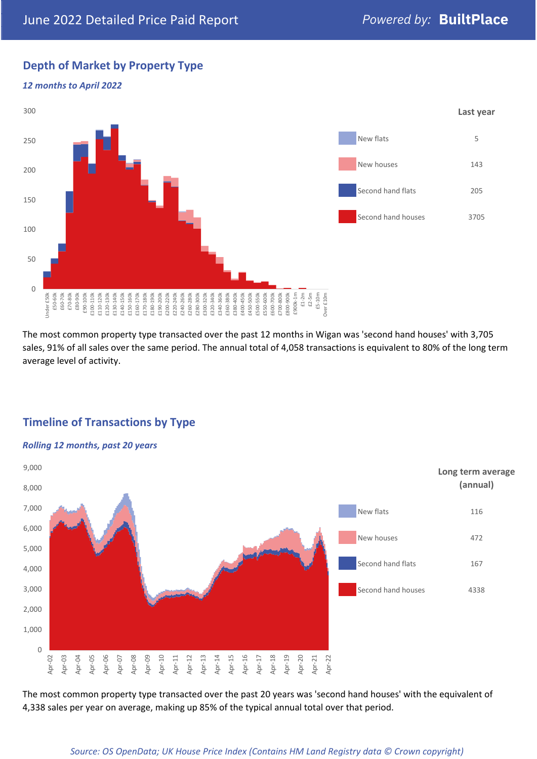June 2022 Detailed Price Paid Report

Powered by: **BuiltPlace**

## Depth of Market by Property Type

*12 months to April 2022*

300
250
200
150
100
50
0

Under £50k, £50-60k, £60-70k, £70-80k, £80-90k, £90-100k, £100-110k, £110-120k, £120-130k, £130-140k, £140-150k, £150-160k, £160-170k, £170-180k, £180-190k, £190-200k, £200-220k, £220-240k, £240-260k, £260-280k, £280-300k, £300-320k, £320-340k, £340-360k, £360-380k, £380-400k, £400-450k, £450-500k, £500-550k, £550-600k, £600-700k, £700-800k, £800-900k, £900k-1m, £1-2m, £2-5m, £5-10m, Over £10m

**Last year**

New flats 5

New houses 143

Second hand flats 205

Second hand houses 3705

The most common property type transacted over the past 12 months in Wigan was 'second hand houses' with 3,705 sales, 91% of all sales over the same period. The annual total of 4,058 transactions is equivalent to 80% of the long term average level of activity.

## Timeline of Transactions by Type

*Rolling 12 months, past 20 years*

9,000
8,000
7,000
6,000
5,000
4,000
3,000
2,000
1,000
0

Apr-02, Apr-03, Apr-04, Apr-05, Apr-06, Apr-07, Apr-08, Apr-09, Apr-10, Apr-11, Apr-12, Apr-13, Apr-14, Apr-15, Apr-16, Apr-17, Apr-18, Apr-19, Apr-20, Apr-21, Apr-22

**Long term average (annual)**

New flats 116

New houses 472

Second hand flats 167

Second hand houses 4338

The most common property type transacted over the past 20 years was 'second hand houses' with the equivalent of 4,338 sales per year on average, making up 85% of the typical annual total over that period.

*Source: OS OpenData; UK House Price Index (Contains HM Land Registry data © Crown copyright)*